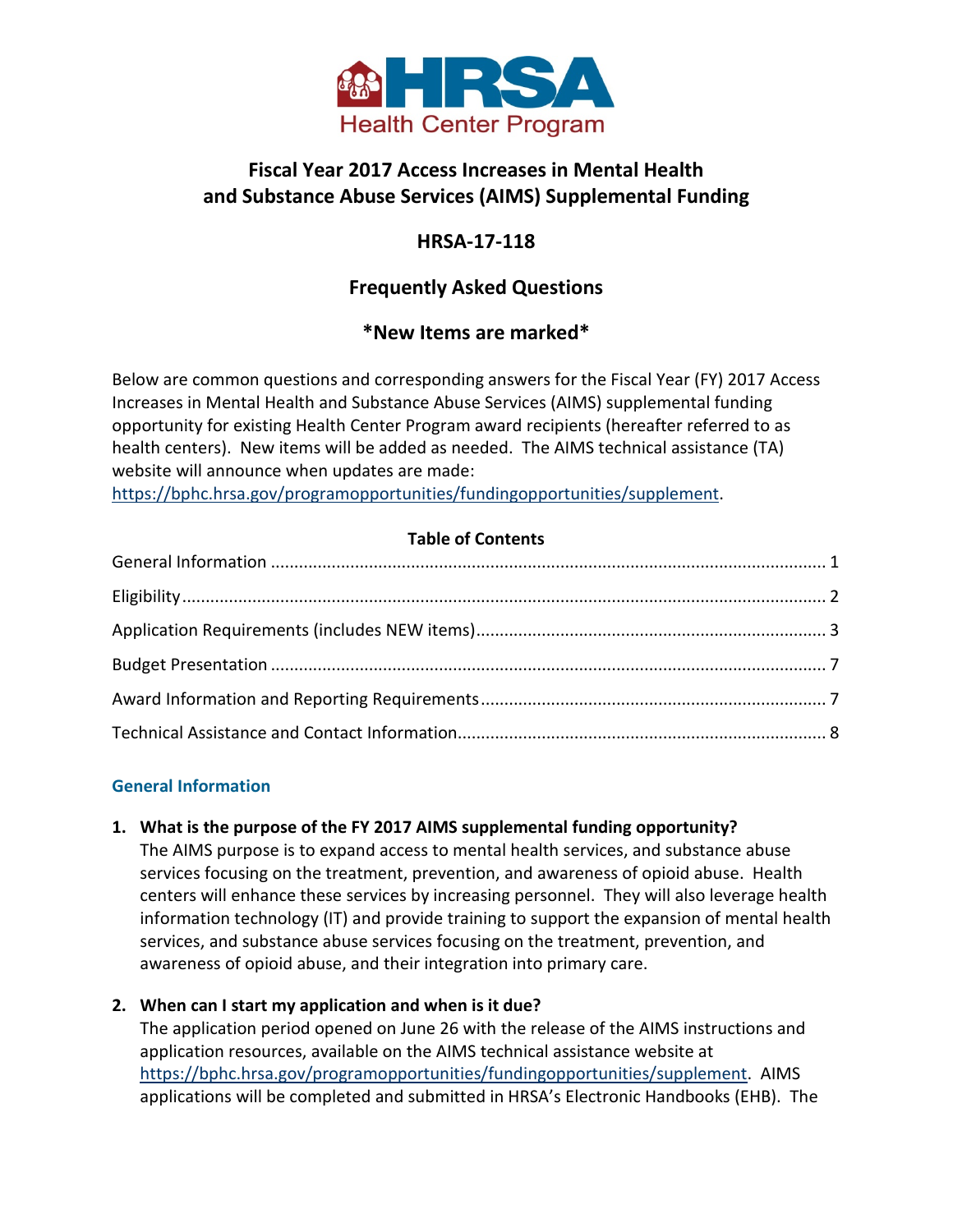HRSA Health Center Program

# Fiscal Year 2017 Access Increases in Mental Health and Substance Abuse Services (AIMS) Supplemental Funding

## HRSA-17-118

## Frequently Asked Questions

## *New Items are marked*

Below are common questions and corresponding answers for the Fiscal Year (FY) 2017 Access Increases in Mental Health and Substance Abuse Services (AIMS) supplemental funding opportunity for existing Health Center Program award recipients (hereafter referred to as health centers). New items will be added as needed. The AIMS technical assistance (TA) website will announce when updates are made: https://bphc.hrsa.gov/programopportunities/fundingopportunities/supplement.

**Table of Contents**

General Information ..................... 1
Eligibility ..................... 2
Application Requirements (includes NEW items) ..................... 3
Budget Presentation ..................... 7
Award Information and Reporting Requirements ..................... 7
Technical Assistance and Contact Information ..................... 8

### General Information

1. **What is the purpose of the FY 2017 AIMS supplemental funding opportunity?**
   The AIMS purpose is to expand access to mental health services, and substance abuse services focusing on the treatment, prevention, and awareness of opioid abuse. Health centers will enhance these services by increasing personnel. They will also leverage health information technology (IT) and provide training to support the expansion of mental health services, and substance abuse services focusing on the treatment, prevention, and awareness of opioid abuse, and their integration into primary care.

2. **When can I start my application and when is it due?**
   The application period opened on June 26 with the release of the AIMS instructions and application resources, available on the AIMS technical assistance website at https://bphc.hrsa.gov/programopportunities/fundingopportunities/supplement. AIMS applications will be completed and submitted in HRSA's Electronic Handbooks (EHB). The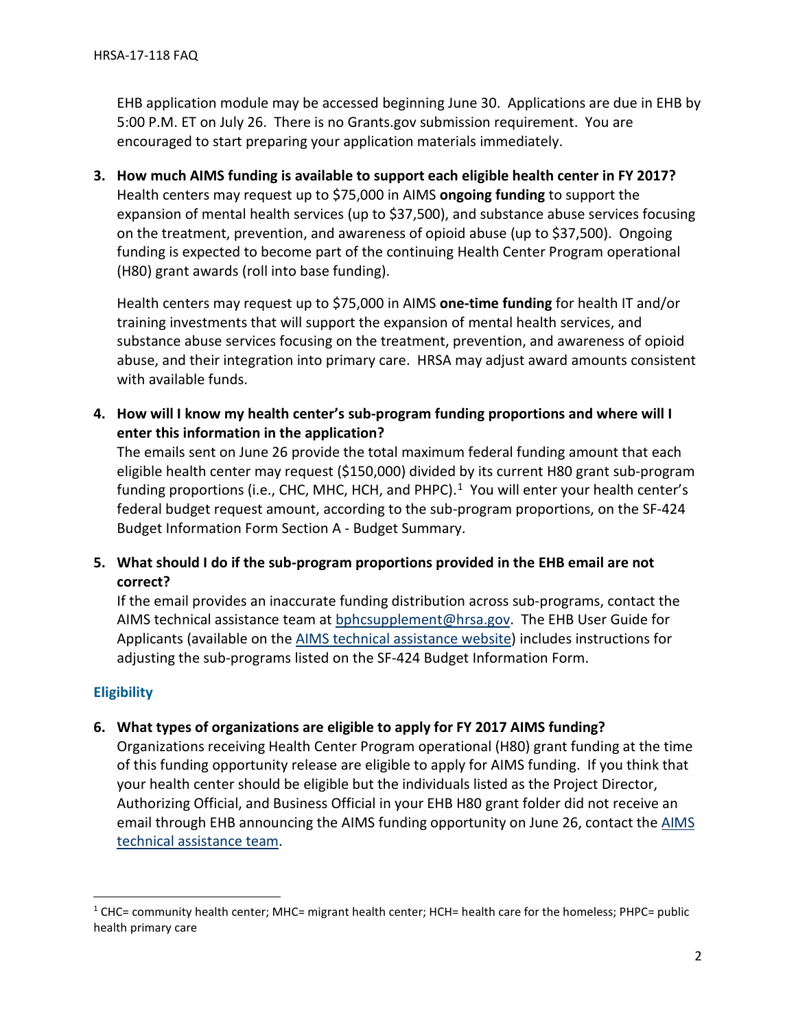EHB application module may be accessed beginning June 30. Applications are due in EHB by 5:00 P.M. ET on July 26. There is no Grants.gov submission requirement. You are encouraged to start preparing your application materials immediately.

3. **How much AIMS funding is available to support each eligible health center in FY 2017?**
   Health centers may request up to $75,000 in AIMS **ongoing funding** to support the expansion of mental health services (up to $37,500), and substance abuse services focusing on the treatment, prevention, and awareness of opioid abuse (up to $37,500). Ongoing funding is expected to become part of the continuing Health Center Program operational (H80) grant awards (roll into base funding).

   Health centers may request up to $75,000 in AIMS **one-time funding** for health IT and/or training investments that will support the expansion of mental health services, and substance abuse services focusing on the treatment, prevention, and awareness of opioid abuse, and their integration into primary care. HRSA may adjust award amounts consistent with available funds.

4. **How will I know my health center's sub-program funding proportions and where will I enter this information in the application?**
   The emails sent on June 26 provide the total maximum federal funding amount that each eligible health center may request ($150,000) divided by its current H80 grant sub-program funding proportions (i.e., CHC, MHC, HCH, and PHPC).[1] You will enter your health center's federal budget request amount, according to the sub-program proportions, on the SF-424 Budget Information Form Section A - Budget Summary.

5. **What should I do if the sub-program proportions provided in the EHB email are not correct?**
   If the email provides an inaccurate funding distribution across sub-programs, contact the AIMS technical assistance team at bphcsupplement@hrsa.gov. The EHB User Guide for Applicants (available on the AIMS technical assistance website) includes instructions for adjusting the sub-programs listed on the SF-424 Budget Information Form.

## Eligibility

6. **What types of organizations are eligible to apply for FY 2017 AIMS funding?**
   Organizations receiving Health Center Program operational (H80) grant funding at the time of this funding opportunity release are eligible to apply for AIMS funding. If you think that your health center should be eligible but the individuals listed as the Project Director, Authorizing Official, and Business Official in your EHB H80 grant folder did not receive an email through EHB announcing the AIMS funding opportunity on June 26, contact the AIMS technical assistance team.

[1] CHC= community health center; MHC= migrant health center; HCH= health care for the homeless; PHPC= public health primary care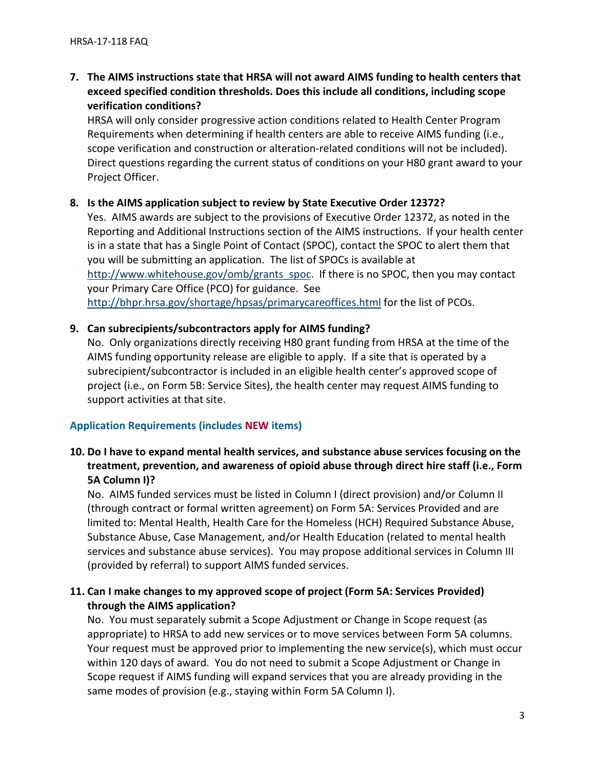**7. The AIMS instructions state that HRSA will not award AIMS funding to health centers that exceed specified condition thresholds. Does this include all conditions, including scope verification conditions?**

HRSA will only consider progressive action conditions related to Health Center Program Requirements when determining if health centers are able to receive AIMS funding (i.e., scope verification and construction or alteration-related conditions will not be included). Direct questions regarding the current status of conditions on your H80 grant award to your Project Officer.

**8. Is the AIMS application subject to review by State Executive Order 12372?**

Yes. AIMS awards are subject to the provisions of Executive Order 12372, as noted in the Reporting and Additional Instructions section of the AIMS instructions. If your health center is in a state that has a Single Point of Contact (SPOC), contact the SPOC to alert them that you will be submitting an application. The list of SPOCs is available at http://www.whitehouse.gov/omb/grants_spoc. If there is no SPOC, then you may contact your Primary Care Office (PCO) for guidance. See http://bhpr.hrsa.gov/shortage/hpsas/primarycareoffices.html for the list of PCOs.

**9. Can subrecipients/subcontractors apply for AIMS funding?**

No. Only organizations directly receiving H80 grant funding from HRSA at the time of the AIMS funding opportunity release are eligible to apply. If a site that is operated by a subrecipient/subcontractor is included in an eligible health center's approved scope of project (i.e., on Form 5B: Service Sites), the health center may request AIMS funding to support activities at that site.

## Application Requirements (includes NEW items)

**10. Do I have to expand mental health services, and substance abuse services focusing on the treatment, prevention, and awareness of opioid abuse through direct hire staff (i.e., Form 5A Column I)?**

No. AIMS funded services must be listed in Column I (direct provision) and/or Column II (through contract or formal written agreement) on Form 5A: Services Provided and are limited to: Mental Health, Health Care for the Homeless (HCH) Required Substance Abuse, Substance Abuse, Case Management, and/or Health Education (related to mental health services and substance abuse services). You may propose additional services in Column III (provided by referral) to support AIMS funded services.

**11. Can I make changes to my approved scope of project (Form 5A: Services Provided) through the AIMS application?**

No. You must separately submit a Scope Adjustment or Change in Scope request (as appropriate) to HRSA to add new services or to move services between Form 5A columns. Your request must be approved prior to implementing the new service(s), which must occur within 120 days of award. You do not need to submit a Scope Adjustment or Change in Scope request if AIMS funding will expand services that you are already providing in the same modes of provision (e.g., staying within Form 5A Column I).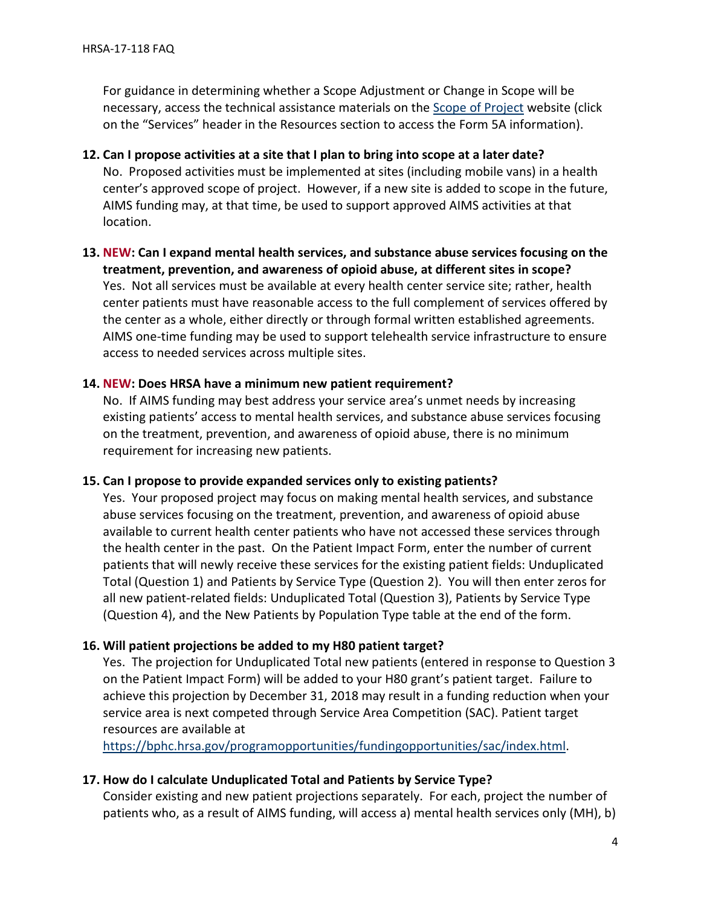For guidance in determining whether a Scope Adjustment or Change in Scope will be necessary, access the technical assistance materials on the [Scope of Project](#) website (click on the "Services" header in the Resources section to access the Form 5A information).

**12. Can I propose activities at a site that I plan to bring into scope at a later date?**
No. Proposed activities must be implemented at sites (including mobile vans) in a health center's approved scope of project. However, if a new site is added to scope in the future, AIMS funding may, at that time, be used to support approved AIMS activities at that location.

**13. NEW: Can I expand mental health services, and substance abuse services focusing on the treatment, prevention, and awareness of opioid abuse, at different sites in scope?**
Yes. Not all services must be available at every health center service site; rather, health center patients must have reasonable access to the full complement of services offered by the center as a whole, either directly or through formal written established agreements. AIMS one-time funding may be used to support telehealth service infrastructure to ensure access to needed services across multiple sites.

**14. NEW: Does HRSA have a minimum new patient requirement?**
No. If AIMS funding may best address your service area's unmet needs by increasing existing patients' access to mental health services, and substance abuse services focusing on the treatment, prevention, and awareness of opioid abuse, there is no minimum requirement for increasing new patients.

**15. Can I propose to provide expanded services only to existing patients?**
Yes. Your proposed project may focus on making mental health services, and substance abuse services focusing on the treatment, prevention, and awareness of opioid abuse available to current health center patients who have not accessed these services through the health center in the past. On the Patient Impact Form, enter the number of current patients that will newly receive these services for the existing patient fields: Unduplicated Total (Question 1) and Patients by Service Type (Question 2). You will then enter zeros for all new patient-related fields: Unduplicated Total (Question 3), Patients by Service Type (Question 4), and the New Patients by Population Type table at the end of the form.

**16. Will patient projections be added to my H80 patient target?**
Yes. The projection for Unduplicated Total new patients (entered in response to Question 3 on the Patient Impact Form) will be added to your H80 grant's patient target. Failure to achieve this projection by December 31, 2018 may result in a funding reduction when your service area is next competed through Service Area Competition (SAC). Patient target resources are available at [https://bphc.hrsa.gov/programopportunities/fundingopportunities/sac/index.html](https://bphc.hrsa.gov/programopportunities/fundingopportunities/sac/index.html).

**17. How do I calculate Unduplicated Total and Patients by Service Type?**
Consider existing and new patient projections separately. For each, project the number of patients who, as a result of AIMS funding, will access a) mental health services only (MH), b)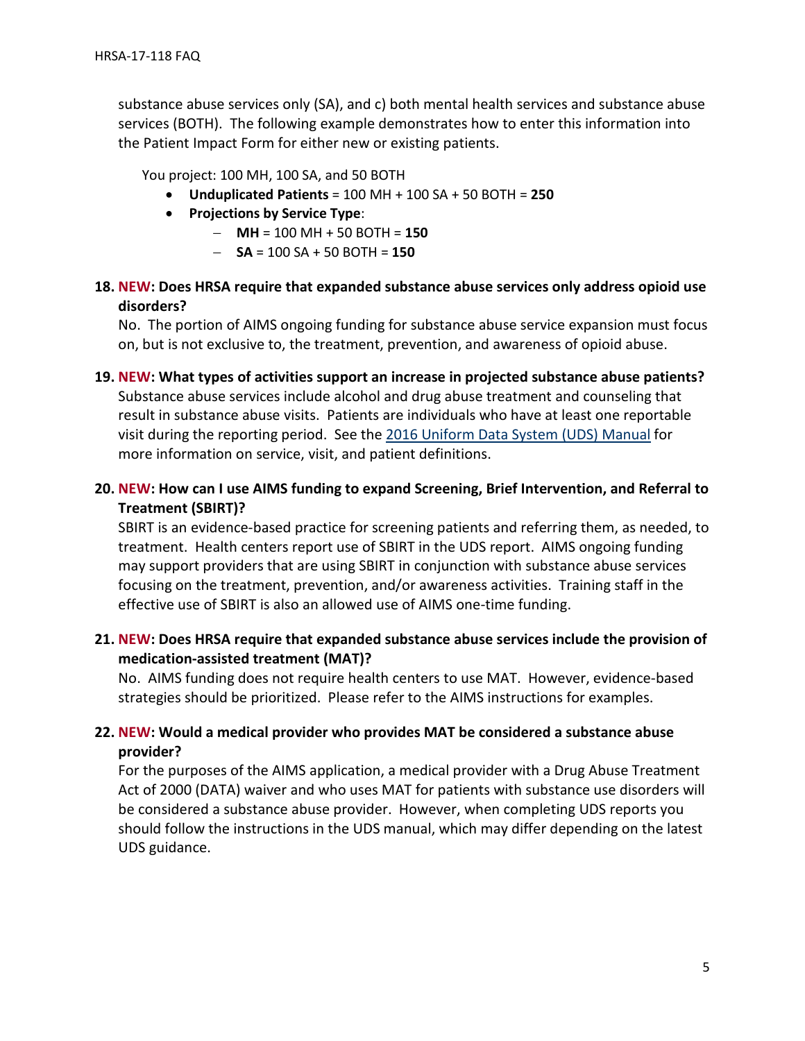substance abuse services only (SA), and c) both mental health services and substance abuse services (BOTH). The following example demonstrates how to enter this information into the Patient Impact Form for either new or existing patients.

You project: 100 MH, 100 SA, and 50 BOTH

- **Unduplicated Patients** = 100 MH + 100 SA + 50 BOTH = **250**
- **Projections by Service Type**:
  - **MH** = 100 MH + 50 BOTH = **150**
  - **SA** = 100 SA + 50 BOTH = **150**

**18. NEW: Does HRSA require that expanded substance abuse services only address opioid use disorders?**

No. The portion of AIMS ongoing funding for substance abuse service expansion must focus on, but is not exclusive to, the treatment, prevention, and awareness of opioid abuse.

**19. NEW: What types of activities support an increase in projected substance abuse patients?**

Substance abuse services include alcohol and drug abuse treatment and counseling that result in substance abuse visits. Patients are individuals who have at least one reportable visit during the reporting period. See the 2016 Uniform Data System (UDS) Manual for more information on service, visit, and patient definitions.

**20. NEW: How can I use AIMS funding to expand Screening, Brief Intervention, and Referral to Treatment (SBIRT)?**

SBIRT is an evidence-based practice for screening patients and referring them, as needed, to treatment. Health centers report use of SBIRT in the UDS report. AIMS ongoing funding may support providers that are using SBIRT in conjunction with substance abuse services focusing on the treatment, prevention, and/or awareness activities. Training staff in the effective use of SBIRT is also an allowed use of AIMS one-time funding.

**21. NEW: Does HRSA require that expanded substance abuse services include the provision of medication-assisted treatment (MAT)?**

No. AIMS funding does not require health centers to use MAT. However, evidence-based strategies should be prioritized. Please refer to the AIMS instructions for examples.

**22. NEW: Would a medical provider who provides MAT be considered a substance abuse provider?**

For the purposes of the AIMS application, a medical provider with a Drug Abuse Treatment Act of 2000 (DATA) waiver and who uses MAT for patients with substance use disorders will be considered a substance abuse provider. However, when completing UDS reports you should follow the instructions in the UDS manual, which may differ depending on the latest UDS guidance.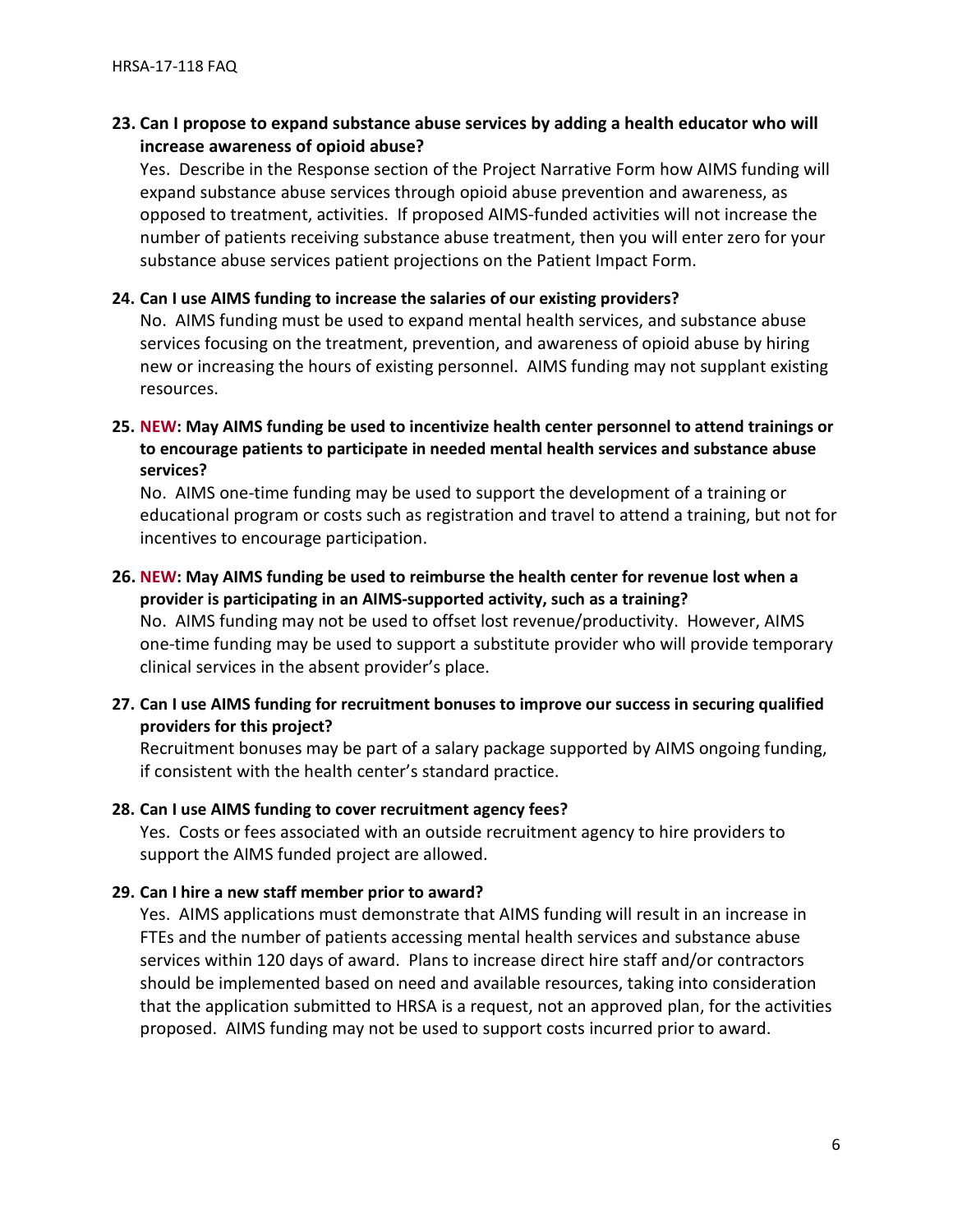**23. Can I propose to expand substance abuse services by adding a health educator who will increase awareness of opioid abuse?**

Yes. Describe in the Response section of the Project Narrative Form how AIMS funding will expand substance abuse services through opioid abuse prevention and awareness, as opposed to treatment, activities. If proposed AIMS-funded activities will not increase the number of patients receiving substance abuse treatment, then you will enter zero for your substance abuse services patient projections on the Patient Impact Form.

**24. Can I use AIMS funding to increase the salaries of our existing providers?**

No. AIMS funding must be used to expand mental health services, and substance abuse services focusing on the treatment, prevention, and awareness of opioid abuse by hiring new or increasing the hours of existing personnel. AIMS funding may not supplant existing resources.

**25. NEW: May AIMS funding be used to incentivize health center personnel to attend trainings or to encourage patients to participate in needed mental health services and substance abuse services?**

No. AIMS one-time funding may be used to support the development of a training or educational program or costs such as registration and travel to attend a training, but not for incentives to encourage participation.

**26. NEW: May AIMS funding be used to reimburse the health center for revenue lost when a provider is participating in an AIMS-supported activity, such as a training?**

No. AIMS funding may not be used to offset lost revenue/productivity. However, AIMS one-time funding may be used to support a substitute provider who will provide temporary clinical services in the absent provider's place.

**27. Can I use AIMS funding for recruitment bonuses to improve our success in securing qualified providers for this project?**

Recruitment bonuses may be part of a salary package supported by AIMS ongoing funding, if consistent with the health center's standard practice.

**28. Can I use AIMS funding to cover recruitment agency fees?**

Yes. Costs or fees associated with an outside recruitment agency to hire providers to support the AIMS funded project are allowed.

**29. Can I hire a new staff member prior to award?**

Yes. AIMS applications must demonstrate that AIMS funding will result in an increase in FTEs and the number of patients accessing mental health services and substance abuse services within 120 days of award. Plans to increase direct hire staff and/or contractors should be implemented based on need and available resources, taking into consideration that the application submitted to HRSA is a request, not an approved plan, for the activities proposed. AIMS funding may not be used to support costs incurred prior to award.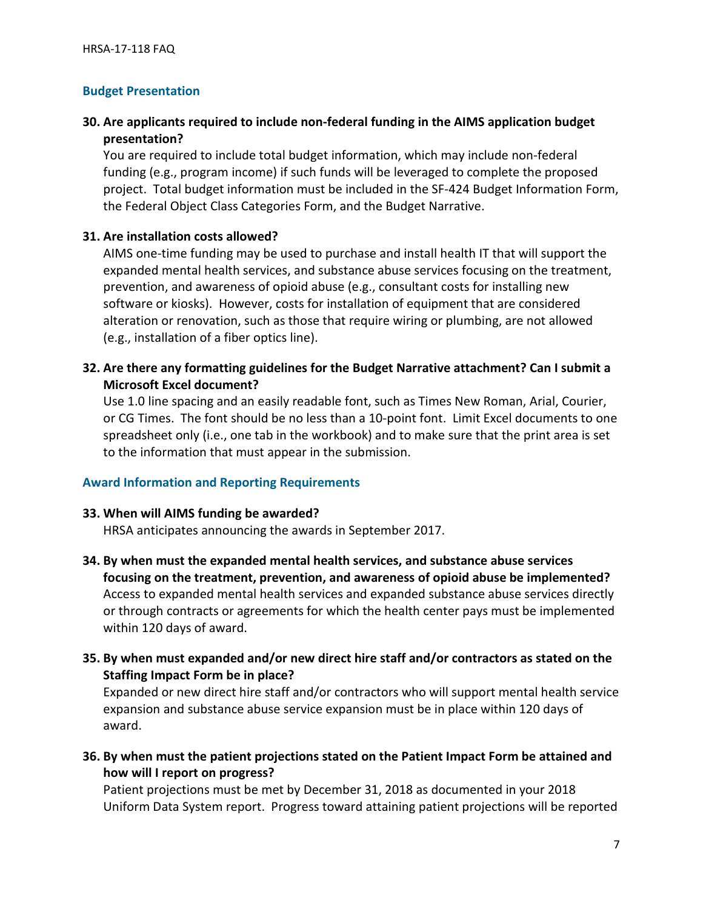## Budget Presentation

**30. Are applicants required to include non-federal funding in the AIMS application budget presentation?**

You are required to include total budget information, which may include non-federal funding (e.g., program income) if such funds will be leveraged to complete the proposed project. Total budget information must be included in the SF-424 Budget Information Form, the Federal Object Class Categories Form, and the Budget Narrative.

**31. Are installation costs allowed?**

AIMS one-time funding may be used to purchase and install health IT that will support the expanded mental health services, and substance abuse services focusing on the treatment, prevention, and awareness of opioid abuse (e.g., consultant costs for installing new software or kiosks). However, costs for installation of equipment that are considered alteration or renovation, such as those that require wiring or plumbing, are not allowed (e.g., installation of a fiber optics line).

**32. Are there any formatting guidelines for the Budget Narrative attachment? Can I submit a Microsoft Excel document?**

Use 1.0 line spacing and an easily readable font, such as Times New Roman, Arial, Courier, or CG Times. The font should be no less than a 10-point font. Limit Excel documents to one spreadsheet only (i.e., one tab in the workbook) and to make sure that the print area is set to the information that must appear in the submission.

## Award Information and Reporting Requirements

**33. When will AIMS funding be awarded?**

HRSA anticipates announcing the awards in September 2017.

**34. By when must the expanded mental health services, and substance abuse services focusing on the treatment, prevention, and awareness of opioid abuse be implemented?**

Access to expanded mental health services and expanded substance abuse services directly or through contracts or agreements for which the health center pays must be implemented within 120 days of award.

**35. By when must expanded and/or new direct hire staff and/or contractors as stated on the Staffing Impact Form be in place?**

Expanded or new direct hire staff and/or contractors who will support mental health service expansion and substance abuse service expansion must be in place within 120 days of award.

**36. By when must the patient projections stated on the Patient Impact Form be attained and how will I report on progress?**

Patient projections must be met by December 31, 2018 as documented in your 2018 Uniform Data System report. Progress toward attaining patient projections will be reported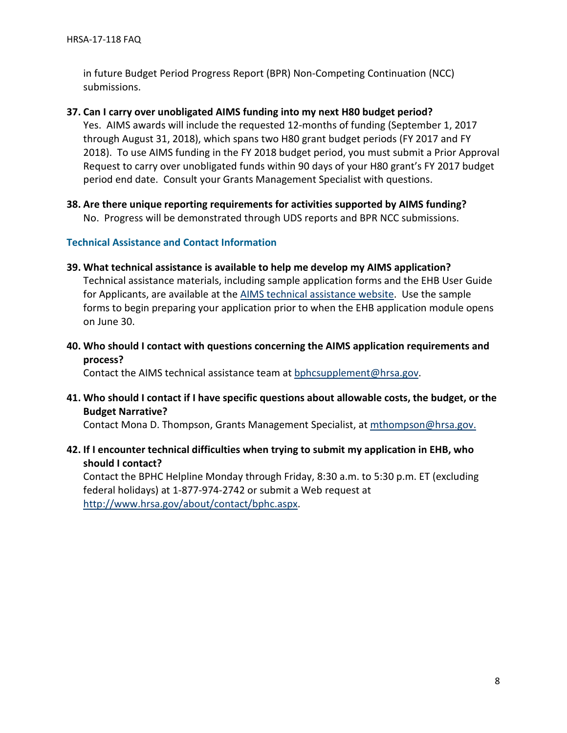in future Budget Period Progress Report (BPR) Non-Competing Continuation (NCC) submissions.

**37. Can I carry over unobligated AIMS funding into my next H80 budget period?**
Yes. AIMS awards will include the requested 12-months of funding (September 1, 2017 through August 31, 2018), which spans two H80 grant budget periods (FY 2017 and FY 2018). To use AIMS funding in the FY 2018 budget period, you must submit a Prior Approval Request to carry over unobligated funds within 90 days of your H80 grant's FY 2017 budget period end date. Consult your Grants Management Specialist with questions.

**38. Are there unique reporting requirements for activities supported by AIMS funding?**
No. Progress will be demonstrated through UDS reports and BPR NCC submissions.

### Technical Assistance and Contact Information

**39. What technical assistance is available to help me develop my AIMS application?**
Technical assistance materials, including sample application forms and the EHB User Guide for Applicants, are available at the AIMS technical assistance website. Use the sample forms to begin preparing your application prior to when the EHB application module opens on June 30.

**40. Who should I contact with questions concerning the AIMS application requirements and process?**
Contact the AIMS technical assistance team at bphcsupplement@hrsa.gov.

**41. Who should I contact if I have specific questions about allowable costs, the budget, or the Budget Narrative?**
Contact Mona D. Thompson, Grants Management Specialist, at mthompson@hrsa.gov.

**42. If I encounter technical difficulties when trying to submit my application in EHB, who should I contact?**
Contact the BPHC Helpline Monday through Friday, 8:30 a.m. to 5:30 p.m. ET (excluding federal holidays) at 1-877-974-2742 or submit a Web request at http://www.hrsa.gov/about/contact/bphc.aspx.